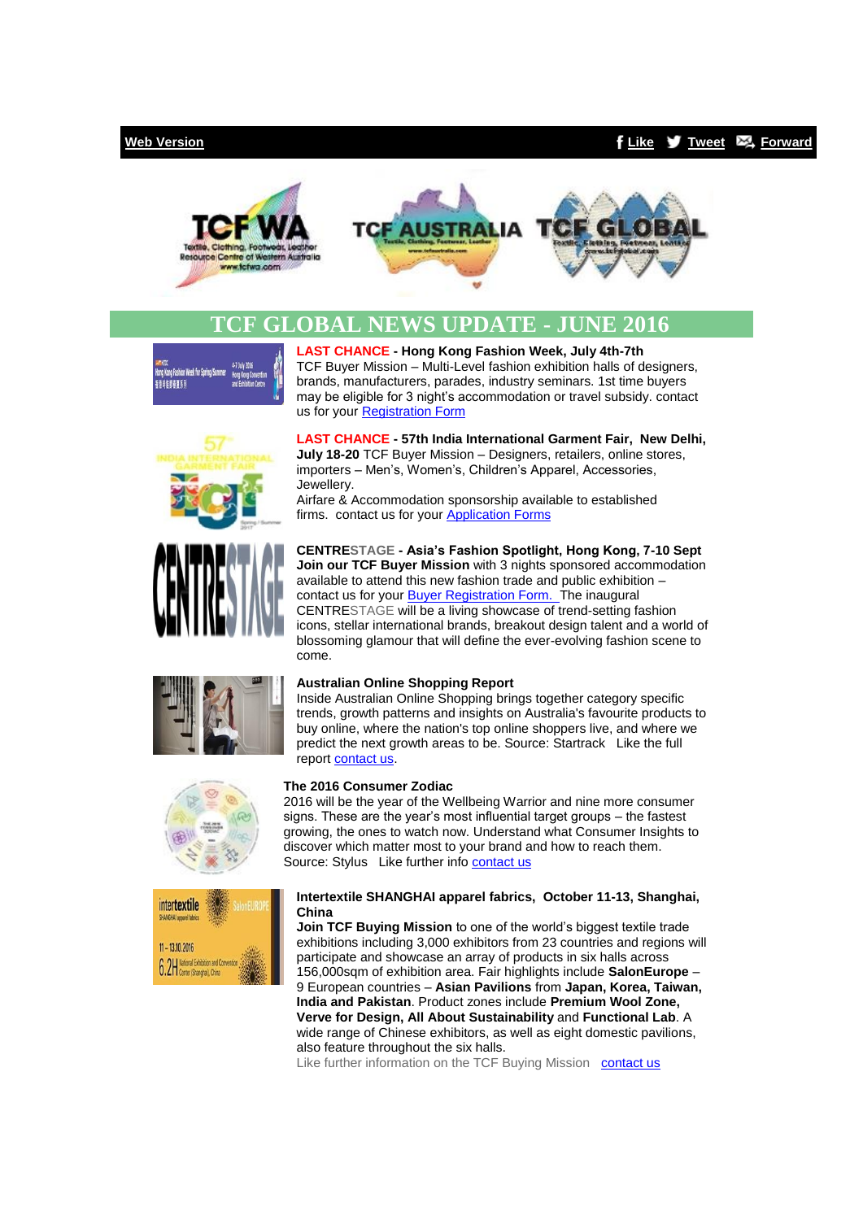Web Version | Like | Tweet | Forward

# TCF GLOBAL NEWS UPDATE - JUNE 2016

**LAST CHANCE - Hong Kong Fashion Week, July 4th-7th**
TCF Buyer Mission – Multi-Level fashion exhibition halls of designers, brands, manufacturers, parades, industry seminars. 1st time buyers may be eligible for 3 night's accommodation or travel subsidy. contact us for your Registration Form

**LAST CHANCE - 57th India International Garment Fair, New Delhi, July 18-20** TCF Buyer Mission – Designers, retailers, online stores, importers – Men's, Women's, Children's Apparel, Accessories, Jewellery.
Airfare & Accommodation sponsorship available to established firms. contact us for your Application Forms

**CENTRESTAGE - Asia's Fashion Spotlight, Hong Kong, 7-10 Sept**
**Join our TCF Buyer Mission** with 3 nights sponsored accommodation available to attend this new fashion trade and public exhibition – contact us for your Buyer Registration Form. The inaugural CENTRESTAGE will be a living showcase of trend-setting fashion icons, stellar international brands, breakout design talent and a world of blossoming glamour that will define the ever-evolving fashion scene to come.

**Australian Online Shopping Report**
Inside Australian Online Shopping brings together category specific trends, growth patterns and insights on Australia's favourite products to buy online, where the nation's top online shoppers live, and where we predict the next growth areas to be. Source: Startrack Like the full report contact us.

**The 2016 Consumer Zodiac**
2016 will be the year of the Wellbeing Warrior and nine more consumer signs. These are the year's most influential target groups – the fastest growing, the ones to watch now. Understand what Consumer Insights to discover which matter most to your brand and how to reach them.
Source: Stylus Like further info contact us

**Intertextile SHANGHAI apparel fabrics, October 11-13, Shanghai, China**
**Join TCF Buying Mission** to one of the world's biggest textile trade exhibitions including 3,000 exhibitors from 23 countries and regions will participate and showcase an array of products in six halls across 156,000sqm of exhibition area. Fair highlights include **SalonEurope** – 9 European countries – **Asian Pavilions** from **Japan, Korea, Taiwan, India and Pakistan**. Product zones include **Premium Wool Zone, Verve for Design, All About Sustainability** and **Functional Lab**. A wide range of Chinese exhibitors, as well as eight domestic pavilions, also feature throughout the six halls.
Like further information on the TCF Buying Mission contact us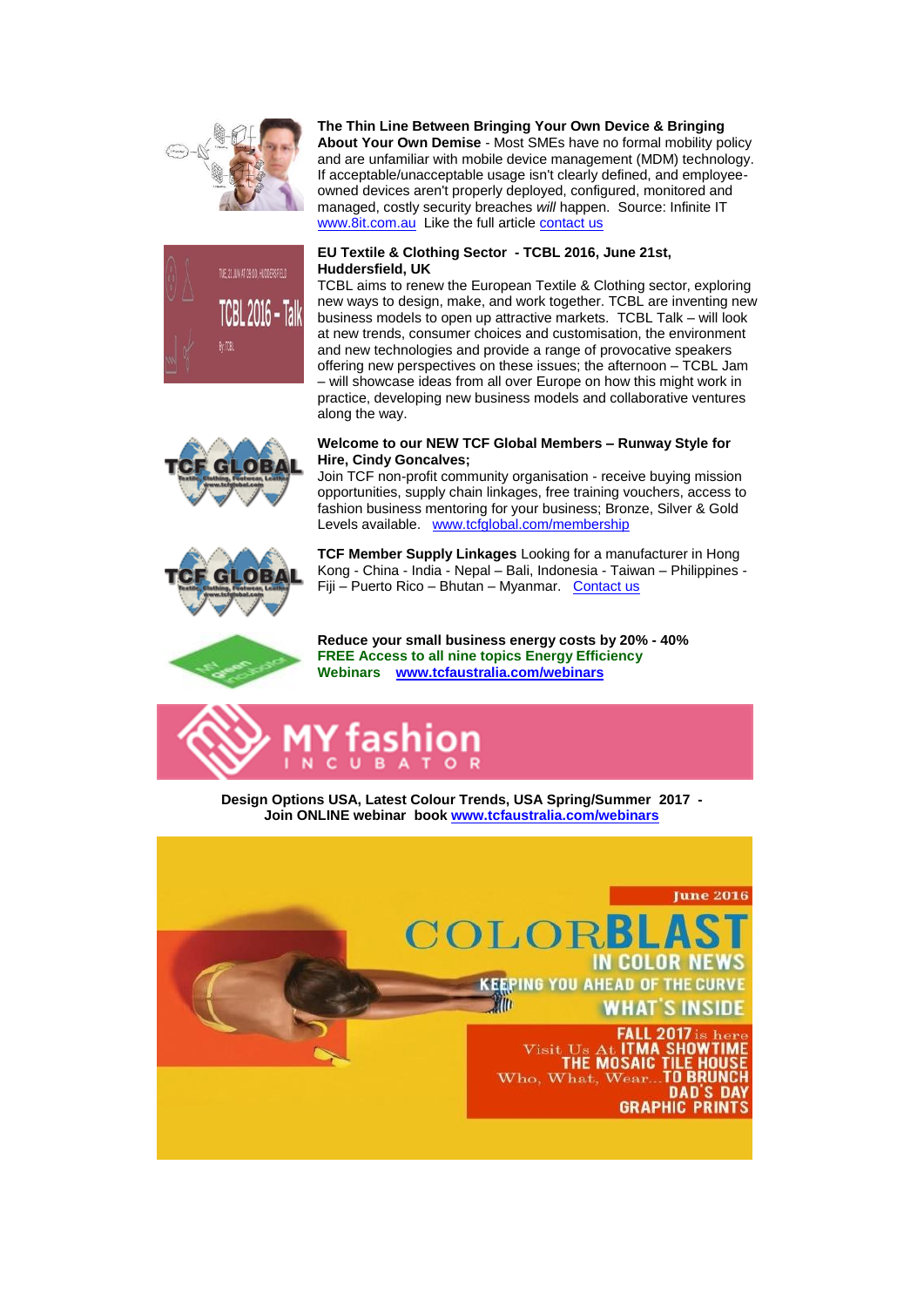**The Thin Line Between Bringing Your Own Device & Bringing About Your Own Demise** - Most SMEs have no formal mobility policy and are unfamiliar with mobile device management (MDM) technology. If acceptable/unacceptable usage isn't clearly defined, and employee-owned devices aren't properly deployed, configured, monitored and managed, costly security breaches *will* happen.  Source: Infinite IT www.8it.com.au  Like the full article contact us

**EU Textile & Clothing Sector  - TCBL 2016, June 21st, Huddersfield, UK**

TCBL aims to renew the European Textile & Clothing sector, exploring new ways to design, make, and work together. TCBL are inventing new business models to open up attractive markets.  TCBL Talk – will look at new trends, consumer choices and customisation, the environment and new technologies and provide a range of provocative speakers offering new perspectives on these issues; the afternoon – TCBL Jam – will showcase ideas from all over Europe on how this might work in practice, developing new business models and collaborative ventures along the way.

**Welcome to our NEW TCF Global Members – Runway Style for Hire, Cindy Goncalves;**

Join TCF non-profit community organisation - receive buying mission opportunities, supply chain linkages, free training vouchers, access to fashion business mentoring for your business; Bronze, Silver & Gold Levels available.   www.tcfglobal.com/membership

**TCF Member Supply Linkages** Looking for a manufacturer in Hong Kong - China - India - Nepal – Bali, Indonesia - Taiwan – Philippines - Fiji – Puerto Rico – Bhutan – Myanmar.   Contact us

**Reduce your small business energy costs by 20% - 40%**
**FREE Access to all nine topics Energy Efficiency Webinars   www.tcfaustralia.com/webinars**

**Design Options USA, Latest Colour Trends, USA Spring/Summer  2017 - Join ONLINE webinar  book www.tcfaustralia.com/webinars**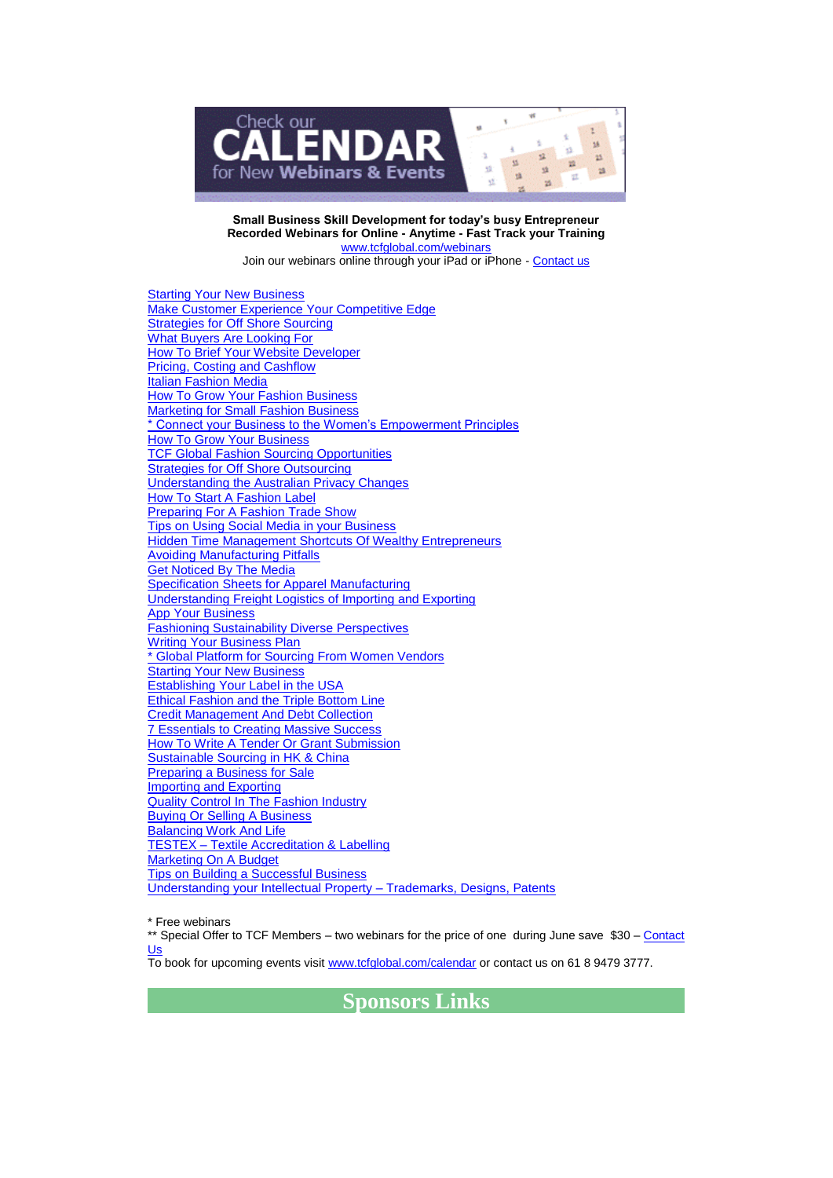Check our CALENDAR for New Webinars & Events

**Small Business Skill Development for today's busy Entrepreneur**
**Recorded Webinars for Online - Anytime - Fast Track your Training**
www.tcfglobal.com/webinars
Join our webinars online through your iPad or iPhone - Contact us

Starting Your New Business
Make Customer Experience Your Competitive Edge
Strategies for Off Shore Sourcing
What Buyers Are Looking For
How To Brief Your Website Developer
Pricing, Costing and Cashflow
Italian Fashion Media
How To Grow Your Fashion Business
Marketing for Small Fashion Business
* Connect your Business to the Women's Empowerment Principles
How To Grow Your Business
TCF Global Fashion Sourcing Opportunities
Strategies for Off Shore Outsourcing
Understanding the Australian Privacy Changes
How To Start A Fashion Label
Preparing For A Fashion Trade Show
Tips on Using Social Media in your Business
Hidden Time Management Shortcuts Of Wealthy Entrepreneurs
Avoiding Manufacturing Pitfalls
Get Noticed By The Media
Specification Sheets for Apparel Manufacturing
Understanding Freight Logistics of Importing and Exporting
App Your Business
Fashioning Sustainability Diverse Perspectives
Writing Your Business Plan
* Global Platform for Sourcing From Women Vendors
Starting Your New Business
Establishing Your Label in the USA
Ethical Fashion and the Triple Bottom Line
Credit Management And Debt Collection
7 Essentials to Creating Massive Success
How To Write A Tender Or Grant Submission
Sustainable Sourcing in HK & China
Preparing a Business for Sale
Importing and Exporting
Quality Control In The Fashion Industry
Buying Or Selling A Business
Balancing Work And Life
TESTEX – Textile Accreditation & Labelling
Marketing On A Budget
Tips on Building a Successful Business
Understanding your Intellectual Property – Trademarks, Designs, Patents

* Free webinars
** Special Offer to TCF Members – two webinars for the price of one during June save $30 – Contact Us
To book for upcoming events visit www.tcfglobal.com/calendar or contact us on 61 8 9479 3777.

## Sponsors Links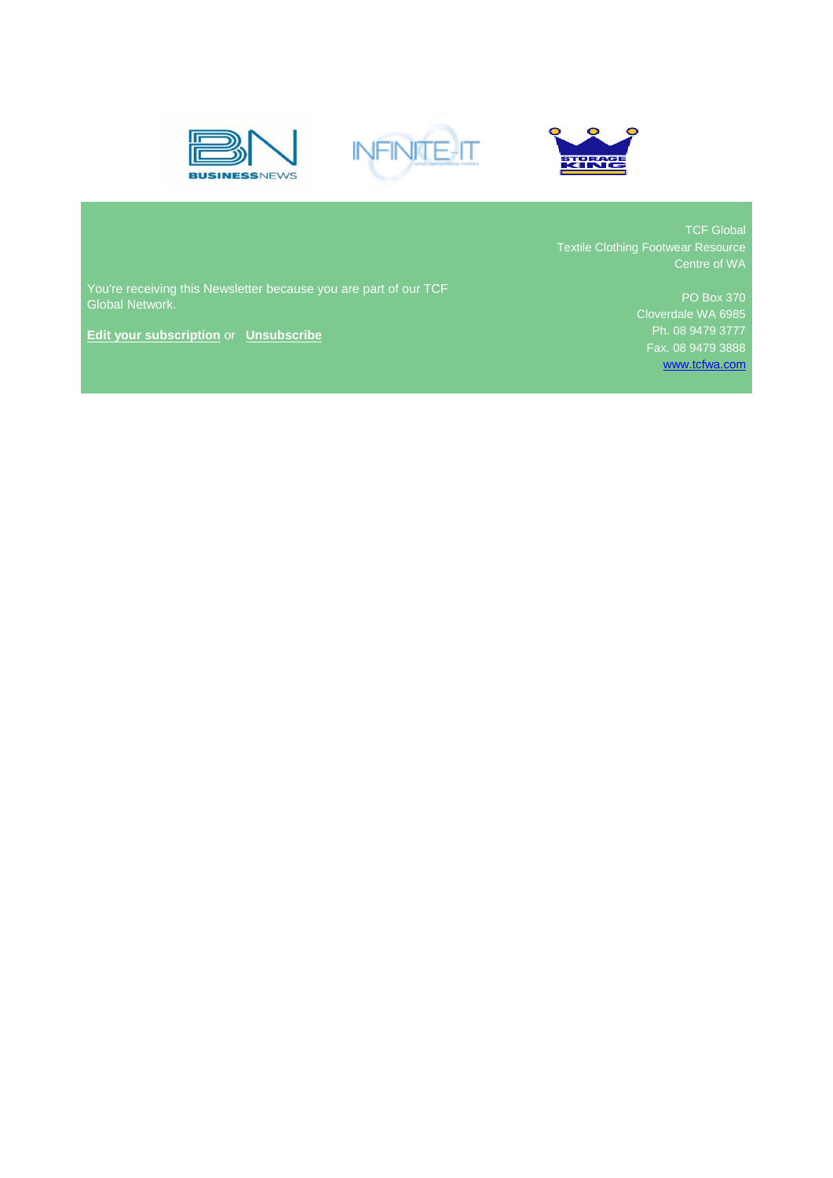You're receiving this Newsletter because you are part of our TCF Global Network.

**Edit your subscription** or **Unsubscribe**

TCF Global
Textile Clothing Footwear Resource Centre of WA

PO Box 370
Cloverdale WA 6985
Ph. 08 9479 3777
Fax. 08 9479 3888
www.tcfwa.com